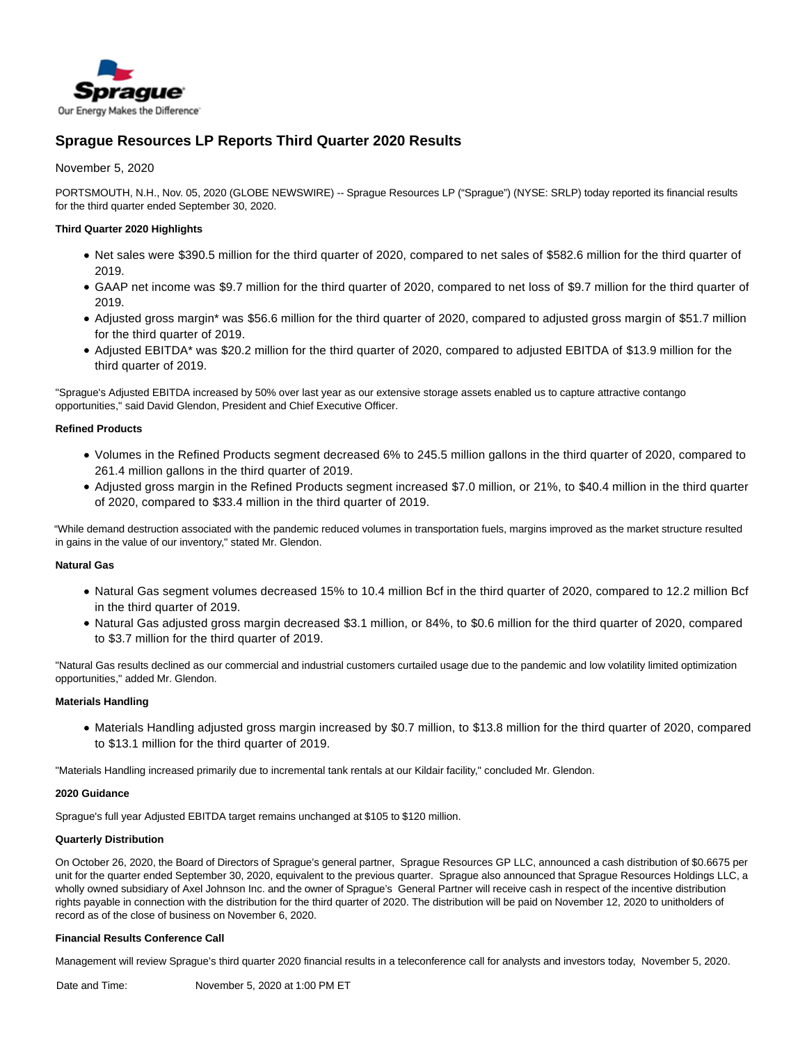Sprague

Our Energy Makes the Difference

# Sprague Resources LP Reports Third Quarter 2020 Results

November 5, 2020

PORTSMOUTH, N.H., Nov. 05, 2020 (GLOBE NEWSWIRE) -- Sprague Resources LP ("Sprague") (NYSE: SRLP) today reported its financial results for the third quarter ended September 30, 2020.

**Third Quarter 2020 Highlights**

- Net sales were $390.5 million for the third quarter of 2020, compared to net sales of $582.6 million for the third quarter of 2019.
- GAAP net income was $9.7 million for the third quarter of 2020, compared to net loss of $9.7 million for the third quarter of 2019.
- Adjusted gross margin* was $56.6 million for the third quarter of 2020, compared to adjusted gross margin of $51.7 million for the third quarter of 2019.
- Adjusted EBITDA* was $20.2 million for the third quarter of 2020, compared to adjusted EBITDA of $13.9 million for the third quarter of 2019.

"Sprague's Adjusted EBITDA increased by 50% over last year as our extensive storage assets enabled us to capture attractive contango opportunities," said David Glendon, President and Chief Executive Officer.

**Refined Products**

- Volumes in the Refined Products segment decreased 6% to 245.5 million gallons in the third quarter of 2020, compared to 261.4 million gallons in the third quarter of 2019.
- Adjusted gross margin in the Refined Products segment increased $7.0 million, or 21%, to $40.4 million in the third quarter of 2020, compared to $33.4 million in the third quarter of 2019.

"While demand destruction associated with the pandemic reduced volumes in transportation fuels, margins improved as the market structure resulted in gains in the value of our inventory," stated Mr. Glendon.

**Natural Gas**

- Natural Gas segment volumes decreased 15% to 10.4 million Bcf in the third quarter of 2020, compared to 12.2 million Bcf in the third quarter of 2019.
- Natural Gas adjusted gross margin decreased $3.1 million, or 84%, to $0.6 million for the third quarter of 2020, compared to $3.7 million for the third quarter of 2019.

"Natural Gas results declined as our commercial and industrial customers curtailed usage due to the pandemic and low volatility limited optimization opportunities," added Mr. Glendon.

**Materials Handling**

- Materials Handling adjusted gross margin increased by $0.7 million, to $13.8 million for the third quarter of 2020, compared to $13.1 million for the third quarter of 2019.

"Materials Handling increased primarily due to incremental tank rentals at our Kildair facility," concluded Mr. Glendon.

**2020 Guidance**

Sprague's full year Adjusted EBITDA target remains unchanged at $105 to $120 million.

**Quarterly Distribution**

On October 26, 2020, the Board of Directors of Sprague's general partner, Sprague Resources GP LLC, announced a cash distribution of $0.6675 per unit for the quarter ended September 30, 2020, equivalent to the previous quarter. Sprague also announced that Sprague Resources Holdings LLC, a wholly owned subsidiary of Axel Johnson Inc. and the owner of Sprague's General Partner will receive cash in respect of the incentive distribution rights payable in connection with the distribution for the third quarter of 2020. The distribution will be paid on November 12, 2020 to unitholders of record as of the close of business on November 6, 2020.

**Financial Results Conference Call**

Management will review Sprague's third quarter 2020 financial results in a teleconference call for analysts and investors today, November 5, 2020.

Date and Time: November 5, 2020 at 1:00 PM ET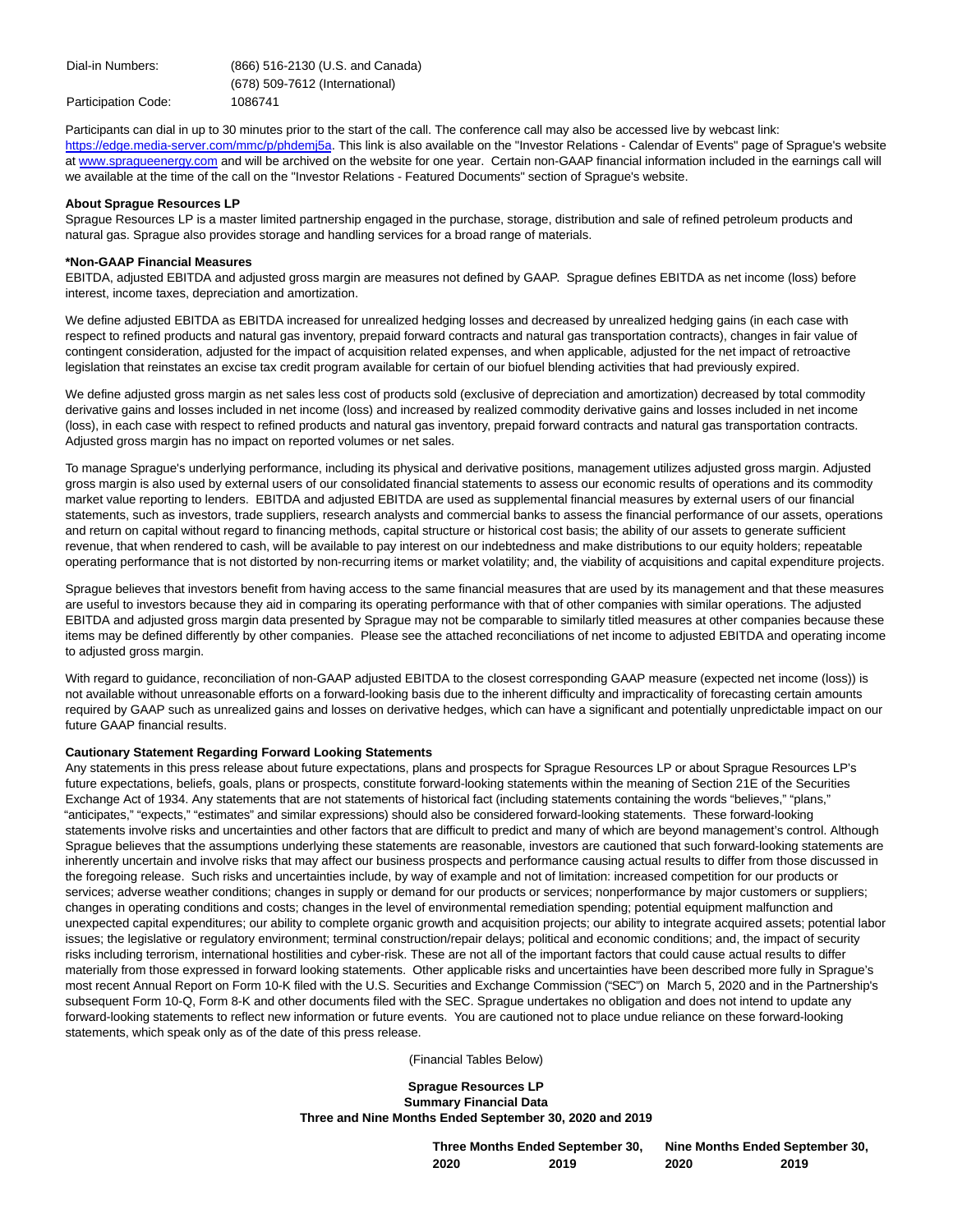| | |
|---|---|
| Dial-in Numbers: | (866) 516-2130 (U.S. and Canada) |
| | (678) 509-7612 (International) |
| Participation Code: | 1086741 |

Participants can dial in up to 30 minutes prior to the start of the call. The conference call may also be accessed live by webcast link: https://edge.media-server.com/mmc/p/phdemj5a. This link is also available on the "Investor Relations - Calendar of Events" page of Sprague's website at www.spragueenergy.com and will be archived on the website for one year. Certain non-GAAP financial information included in the earnings call will we available at the time of the call on the "Investor Relations - Featured Documents" section of Sprague's website.

**About Sprague Resources LP**

Sprague Resources LP is a master limited partnership engaged in the purchase, storage, distribution and sale of refined petroleum products and natural gas. Sprague also provides storage and handling services for a broad range of materials.

***Non-GAAP Financial Measures**

EBITDA, adjusted EBITDA and adjusted gross margin are measures not defined by GAAP. Sprague defines EBITDA as net income (loss) before interest, income taxes, depreciation and amortization.

We define adjusted EBITDA as EBITDA increased for unrealized hedging losses and decreased by unrealized hedging gains (in each case with respect to refined products and natural gas inventory, prepaid forward contracts and natural gas transportation contracts), changes in fair value of contingent consideration, adjusted for the impact of acquisition related expenses, and when applicable, adjusted for the net impact of retroactive legislation that reinstates an excise tax credit program available for certain of our biofuel blending activities that had previously expired.

We define adjusted gross margin as net sales less cost of products sold (exclusive of depreciation and amortization) decreased by total commodity derivative gains and losses included in net income (loss) and increased by realized commodity derivative gains and losses included in net income (loss), in each case with respect to refined products and natural gas inventory, prepaid forward contracts and natural gas transportation contracts. Adjusted gross margin has no impact on reported volumes or net sales.

To manage Sprague's underlying performance, including its physical and derivative positions, management utilizes adjusted gross margin. Adjusted gross margin is also used by external users of our consolidated financial statements to assess our economic results of operations and its commodity market value reporting to lenders. EBITDA and adjusted EBITDA are used as supplemental financial measures by external users of our financial statements, such as investors, trade suppliers, research analysts and commercial banks to assess the financial performance of our assets, operations and return on capital without regard to financing methods, capital structure or historical cost basis; the ability of our assets to generate sufficient revenue, that when rendered to cash, will be available to pay interest on our indebtedness and make distributions to our equity holders; repeatable operating performance that is not distorted by non-recurring items or market volatility; and, the viability of acquisitions and capital expenditure projects.

Sprague believes that investors benefit from having access to the same financial measures that are used by its management and that these measures are useful to investors because they aid in comparing its operating performance with that of other companies with similar operations. The adjusted EBITDA and adjusted gross margin data presented by Sprague may not be comparable to similarly titled measures at other companies because these items may be defined differently by other companies. Please see the attached reconciliations of net income to adjusted EBITDA and operating income to adjusted gross margin.

With regard to guidance, reconciliation of non-GAAP adjusted EBITDA to the closest corresponding GAAP measure (expected net income (loss)) is not available without unreasonable efforts on a forward-looking basis due to the inherent difficulty and impracticality of forecasting certain amounts required by GAAP such as unrealized gains and losses on derivative hedges, which can have a significant and potentially unpredictable impact on our future GAAP financial results.

**Cautionary Statement Regarding Forward Looking Statements**

Any statements in this press release about future expectations, plans and prospects for Sprague Resources LP or about Sprague Resources LP's future expectations, beliefs, goals, plans or prospects, constitute forward-looking statements within the meaning of Section 21E of the Securities Exchange Act of 1934. Any statements that are not statements of historical fact (including statements containing the words "believes," "plans," "anticipates," "expects," "estimates" and similar expressions) should also be considered forward-looking statements. These forward-looking statements involve risks and uncertainties and other factors that are difficult to predict and many of which are beyond management's control. Although Sprague believes that the assumptions underlying these statements are reasonable, investors are cautioned that such forward-looking statements are inherently uncertain and involve risks that may affect our business prospects and performance causing actual results to differ from those discussed in the foregoing release. Such risks and uncertainties include, by way of example and not of limitation: increased competition for our products or services; adverse weather conditions; changes in supply or demand for our products or services; nonperformance by major customers or suppliers; changes in operating conditions and costs; changes in the level of environmental remediation spending; potential equipment malfunction and unexpected capital expenditures; our ability to complete organic growth and acquisition projects; our ability to integrate acquired assets; potential labor issues; the legislative or regulatory environment; terminal construction/repair delays; political and economic conditions; and, the impact of security risks including terrorism, international hostilities and cyber-risk. These are not all of the important factors that could cause actual results to differ materially from those expressed in forward looking statements. Other applicable risks and uncertainties have been described more fully in Sprague's most recent Annual Report on Form 10-K filed with the U.S. Securities and Exchange Commission ("SEC") on March 5, 2020 and in the Partnership's subsequent Form 10-Q, Form 8-K and other documents filed with the SEC. Sprague undertakes no obligation and does not intend to update any forward-looking statements to reflect new information or future events. You are cautioned not to place undue reliance on these forward-looking statements, which speak only as of the date of this press release.

(Financial Tables Below)

**Sprague Resources LP**
**Summary Financial Data**
**Three and Nine Months Ended September 30, 2020 and 2019**

| | Three Months Ended September 30, | | Nine Months Ended September 30, | |
|---|---|---|---|---|
| | 2020 | 2019 | 2020 | 2019 |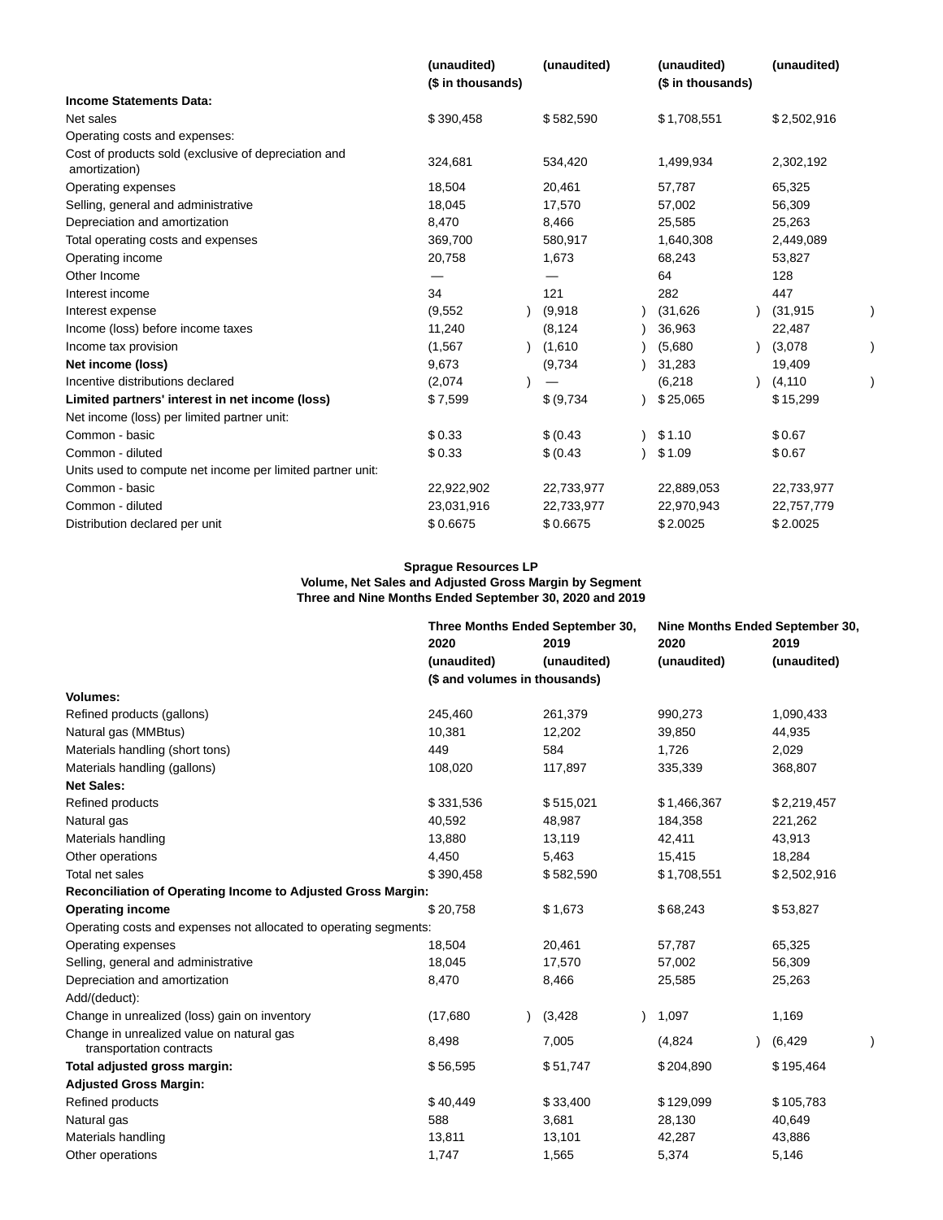| | (unaudited) ($ in thousands) | (unaudited) | (unaudited) ($ in thousands) | (unaudited) |
|---|---|---|---|---|
| **Income Statements Data:** | | | | |
| Net sales | $ 390,458 | $ 582,590 | $ 1,708,551 | $ 2,502,916 |
| Operating costs and expenses: | | | | |
| Cost of products sold (exclusive of depreciation and amortization) | 324,681 | 534,420 | 1,499,934 | 2,302,192 |
| Operating expenses | 18,504 | 20,461 | 57,787 | 65,325 |
| Selling, general and administrative | 18,045 | 17,570 | 57,002 | 56,309 |
| Depreciation and amortization | 8,470 | 8,466 | 25,585 | 25,263 |
| Total operating costs and expenses | 369,700 | 580,917 | 1,640,308 | 2,449,089 |
| Operating income | 20,758 | 1,673 | 68,243 | 53,827 |
| Other Income | — | — | 64 | 128 |
| Interest income | 34 | 121 | 282 | 447 |
| Interest expense | (9,552) | (9,918) | (31,626) | (31,915) |
| Income (loss) before income taxes | 11,240 | (8,124) | 36,963 | 22,487 |
| Income tax provision | (1,567) | (1,610) | (5,680) | (3,078) |
| **Net income (loss)** | 9,673 | (9,734) | 31,283 | 19,409 |
| Incentive distributions declared | (2,074) | — | (6,218) | (4,110) |
| **Limited partners' interest in net income (loss)** | $ 7,599 | $ (9,734) | $ 25,065 | $ 15,299 |
| Net income (loss) per limited partner unit: | | | | |
| Common - basic | $ 0.33 | $ (0.43) | $ 1.10 | $ 0.67 |
| Common - diluted | $ 0.33 | $ (0.43) | $ 1.09 | $ 0.67 |
| Units used to compute net income per limited partner unit: | | | | |
| Common - basic | 22,922,902 | 22,733,977 | 22,889,053 | 22,733,977 |
| Common - diluted | 23,031,916 | 22,733,977 | 22,970,943 | 22,757,779 |
| Distribution declared per unit | $ 0.6675 | $ 0.6675 | $ 2.0025 | $ 2.0025 |

**Sprague Resources LP**
**Volume, Net Sales and Adjusted Gross Margin by Segment**
**Three and Nine Months Ended September 30, 2020 and 2019**

| | Three Months Ended September 30, | | Nine Months Ended September 30, | |
|---|---|---|---|---|
| | 2020 (unaudited) | 2019 (unaudited) | 2020 (unaudited) | 2019 (unaudited) |
| | ($ and volumes in thousands) | | | |
| **Volumes:** | | | | |
| Refined products (gallons) | 245,460 | 261,379 | 990,273 | 1,090,433 |
| Natural gas (MMBtus) | 10,381 | 12,202 | 39,850 | 44,935 |
| Materials handling (short tons) | 449 | 584 | 1,726 | 2,029 |
| Materials handling (gallons) | 108,020 | 117,897 | 335,339 | 368,807 |
| **Net Sales:** | | | | |
| Refined products | $ 331,536 | $ 515,021 | $ 1,466,367 | $ 2,219,457 |
| Natural gas | 40,592 | 48,987 | 184,358 | 221,262 |
| Materials handling | 13,880 | 13,119 | 42,411 | 43,913 |
| Other operations | 4,450 | 5,463 | 15,415 | 18,284 |
| Total net sales | $ 390,458 | $ 582,590 | $ 1,708,551 | $ 2,502,916 |
| **Reconciliation of Operating Income to Adjusted Gross Margin:** | | | | |
| **Operating income** | $ 20,758 | $ 1,673 | $ 68,243 | $ 53,827 |
| Operating costs and expenses not allocated to operating segments: | | | | |
| Operating expenses | 18,504 | 20,461 | 57,787 | 65,325 |
| Selling, general and administrative | 18,045 | 17,570 | 57,002 | 56,309 |
| Depreciation and amortization | 8,470 | 8,466 | 25,585 | 25,263 |
| Add/(deduct): | | | | |
| Change in unrealized (loss) gain on inventory | (17,680) | (3,428) | 1,097 | 1,169 |
| Change in unrealized value on natural gas transportation contracts | 8,498 | 7,005 | (4,824) | (6,429) |
| **Total adjusted gross margin:** | $ 56,595 | $ 51,747 | $ 204,890 | $ 195,464 |
| **Adjusted Gross Margin:** | | | | |
| Refined products | $ 40,449 | $ 33,400 | $ 129,099 | $ 105,783 |
| Natural gas | 588 | 3,681 | 28,130 | 40,649 |
| Materials handling | 13,811 | 13,101 | 42,287 | 43,886 |
| Other operations | 1,747 | 1,565 | 5,374 | 5,146 |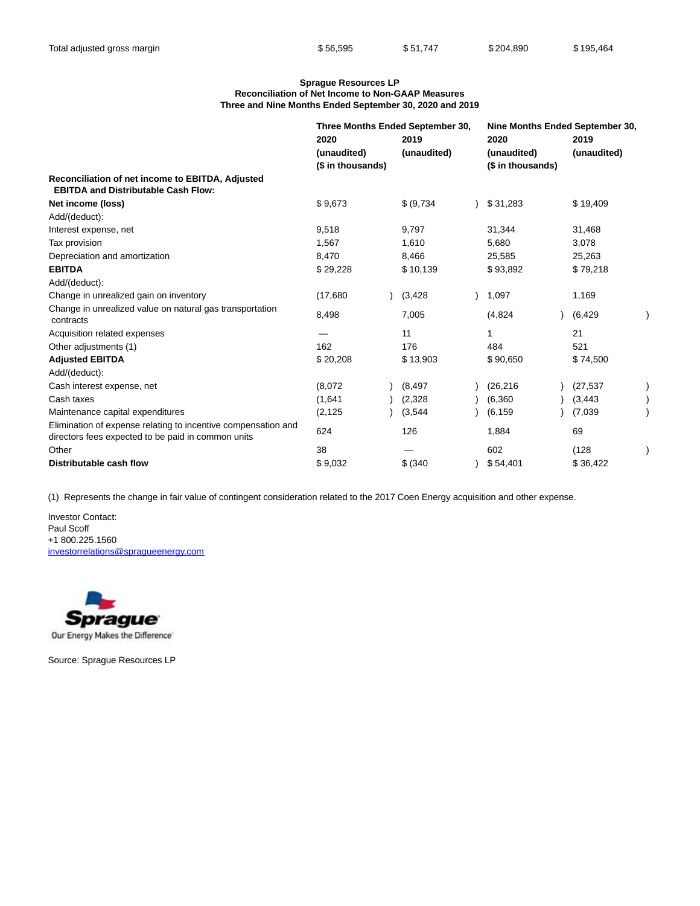| | | | | |
|---|---|---|---|---|
| Total adjusted gross margin | $ 56,595 | $ 51,747 | $ 204,890 | $ 195,464 |

**Sprague Resources LP**
**Reconciliation of Net Income to Non-GAAP Measures**
**Three and Nine Months Ended September 30, 2020 and 2019**

| | Three Months Ended September 30, | | Nine Months Ended September 30, | |
|---|---|---|---|---|
| | **2020 (unaudited) ($ in thousands)** | **2019 (unaudited)** | **2020 (unaudited) ($ in thousands)** | **2019 (unaudited)** |
| **Reconciliation of net income to EBITDA, Adjusted EBITDA and Distributable Cash Flow:** | | | | |
| **Net income (loss)** | $ 9,673 | $ (9,734) | $ 31,283 | $ 19,409 |
| Add/(deduct): | | | | |
| Interest expense, net | 9,518 | 9,797 | 31,344 | 31,468 |
| Tax provision | 1,567 | 1,610 | 5,680 | 3,078 |
| Depreciation and amortization | 8,470 | 8,466 | 25,585 | 25,263 |
| **EBITDA** | $ 29,228 | $ 10,139 | $ 93,892 | $ 79,218 |
| Add/(deduct): | | | | |
| Change in unrealized gain on inventory | (17,680) | (3,428) | 1,097 | 1,169 |
| Change in unrealized value on natural gas transportation contracts | 8,498 | 7,005 | (4,824) | (6,429) |
| Acquisition related expenses | — | 11 | 1 | 21 |
| Other adjustments (1) | 162 | 176 | 484 | 521 |
| **Adjusted EBITDA** | $ 20,208 | $ 13,903 | $ 90,650 | $ 74,500 |
| Add/(deduct): | | | | |
| Cash interest expense, net | (8,072) | (8,497) | (26,216) | (27,537) |
| Cash taxes | (1,641) | (2,328) | (6,360) | (3,443) |
| Maintenance capital expenditures | (2,125) | (3,544) | (6,159) | (7,039) |
| Elimination of expense relating to incentive compensation and directors fees expected to be paid in common units | 624 | 126 | 1,884 | 69 |
| Other | 38 | — | 602 | (128) |
| **Distributable cash flow** | $ 9,032 | $ (340) | $ 54,401 | $ 36,422 |

(1) Represents the change in fair value of contingent consideration related to the 2017 Coen Energy acquisition and other expense.

Investor Contact:
Paul Scoff
+1 800.225.1560
investorrelations@spragueenergy.com

Sprague
Our Energy Makes the Difference

Source: Sprague Resources LP